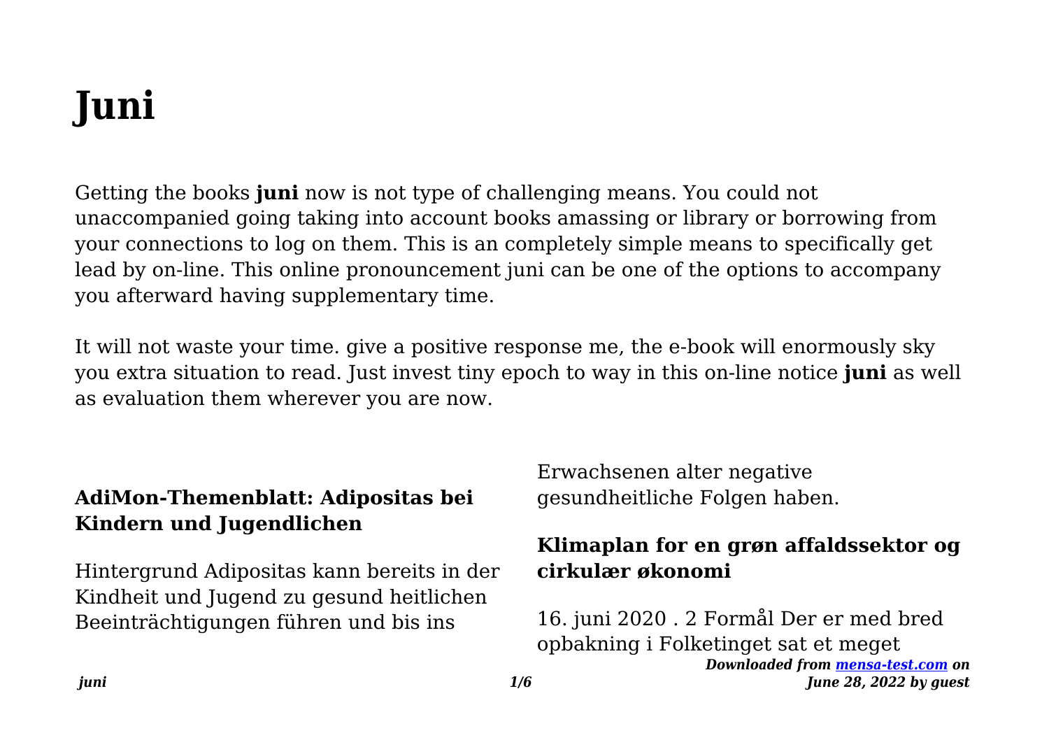# Juni

Getting the books **juni** now is not type of challenging means. You could not unaccompanied going taking into account books amassing or library or borrowing from your connections to log on them. This is an completely simple means to specifically get lead by on-line. This online pronouncement juni can be one of the options to accompany you afterward having supplementary time.

It will not waste your time. give a positive response me, the e-book will enormously sky you extra situation to read. Just invest tiny epoch to way in this on-line notice **juni** as well as evaluation them wherever you are now.

## AdiMon-Themenblatt: Adipositas bei Kindern und Jugendlichen

Hintergrund Adipositas kann bereits in der Kindheit und Jugend zu gesund heitlichen Beeinträchtigungen führen und bis ins Erwachsenen alter negative gesundheitliche Folgen haben.

## Klimaplan for en grøn affaldssektor og cirkulær økonomi

16. juni 2020 . 2 Formål Der er med bred opbakning i Folketinget sat et meget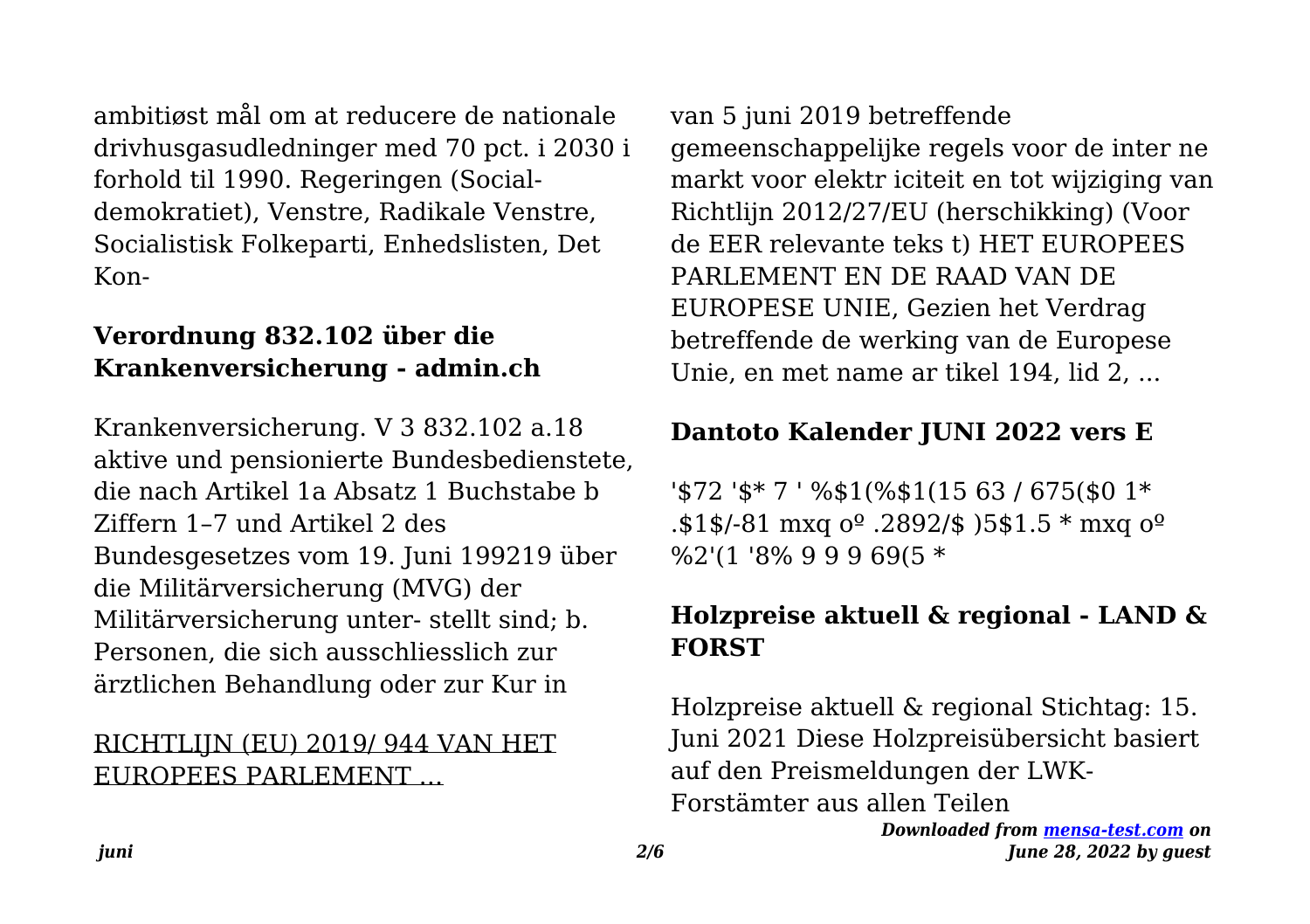ambitiøst mål om at reducere de nationale drivhusgasudledninger med 70 pct. i 2030 i forhold til 1990. Regeringen (Socialdemokratiet), Venstre, Radikale Venstre, Socialistisk Folkeparti, Enhedslisten, Det Kon-

## Verordnung 832.102 über die Krankenversicherung - admin.ch

Krankenversicherung. V 3 832.102 a.18 aktive und pensionierte Bundesbedienstete, die nach Artikel 1a Absatz 1 Buchstabe b Ziffern 1–7 und Artikel 2 des Bundesgesetzes vom 19. Juni 199219 über die Militärversicherung (MVG) der Militärversicherung unter- stellt sind; b. Personen, die sich ausschliesslich zur ärztlichen Behandlung oder zur Kur in

RICHTLIJN (EU) 2019/ 944 VAN HET EUROPEES PARLEMENT ...

van 5 juni 2019 betreffende gemeenschappelijke regels voor de inter ne markt voor elektr iciteit en tot wijziging van Richtlijn 2012/27/EU (herschikking) (Voor de EER relevante teks t) HET EUROPEES PARLEMENT EN DE RAAD VAN DE EUROPESE UNIE, Gezien het Verdrag betreffende de werking van de Europese Unie, en met name ar tikel 194, lid 2, ...

## Dantoto Kalender JUNI 2022 vers E

'$72 '$* 7 ' %$1(%$1(15 63 / 675($0 1* .$1$/-81 mxq oº .2892/$ )5$1.5 * mxq oº %2'(1 '8% 9 9 9 69(5 *

## Holzpreise aktuell & regional - LAND & FORST

Holzpreise aktuell & regional Stichtag: 15. Juni 2021 Diese Holzpreisübersicht basiert auf den Preismeldungen der LWK-Forstämter aus allen Teilen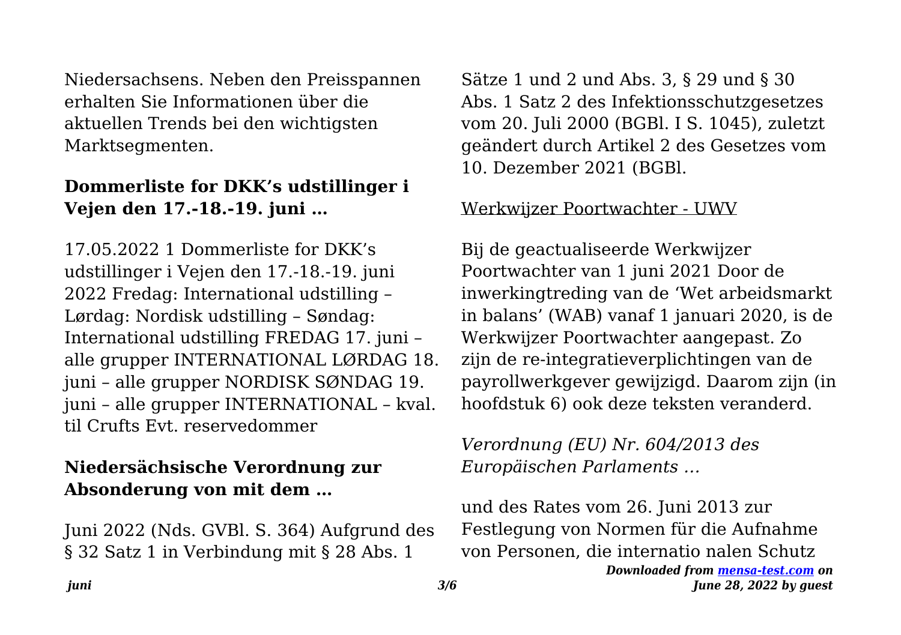Niedersachsens. Neben den Preisspannen erhalten Sie Informationen über die aktuellen Trends bei den wichtigsten Marktsegmenten.

**Dommerliste for DKK's udstillinger i Vejen den 17.-18.-19. juni …**

17.05.2022 1 Dommerliste for DKK's udstillinger i Vejen den 17.-18.-19. juni 2022 Fredag: International udstilling – Lørdag: Nordisk udstilling – Søndag: International udstilling FREDAG 17. juni – alle grupper INTERNATIONAL LØRDAG 18. juni – alle grupper NORDISK SØNDAG 19. juni – alle grupper INTERNATIONAL – kval. til Crufts Evt. reservedommer

**Niedersächsische Verordnung zur Absonderung von mit dem …**

Juni 2022 (Nds. GVBl. S. 364) Aufgrund des § 32 Satz 1 in Verbindung mit § 28 Abs. 1 Sätze 1 und 2 und Abs. 3, § 29 und § 30 Abs. 1 Satz 2 des Infektionsschutzgesetzes vom 20. Juli 2000 (BGBl. I S. 1045), zuletzt geändert durch Artikel 2 des Gesetzes vom 10. Dezember 2021 (BGBl.

Werkwijzer Poortwachter - UWV

Bij de geactualiseerde Werkwijzer Poortwachter van 1 juni 2021 Door de inwerkingtreding van de 'Wet arbeidsmarkt in balans' (WAB) vanaf 1 januari 2020, is de Werkwijzer Poortwachter aangepast. Zo zijn de re-integratieverplichtingen van de payrollwerkgever gewijzigd. Daarom zijn (in hoofdstuk 6) ook deze teksten veranderd.

*Verordnung (EU) Nr. 604/2013 des Europäischen Parlaments …*

und des Rates vom 26. Juni 2013 zur Festlegung von Normen für die Aufnahme von Personen, die internatio nalen Schutz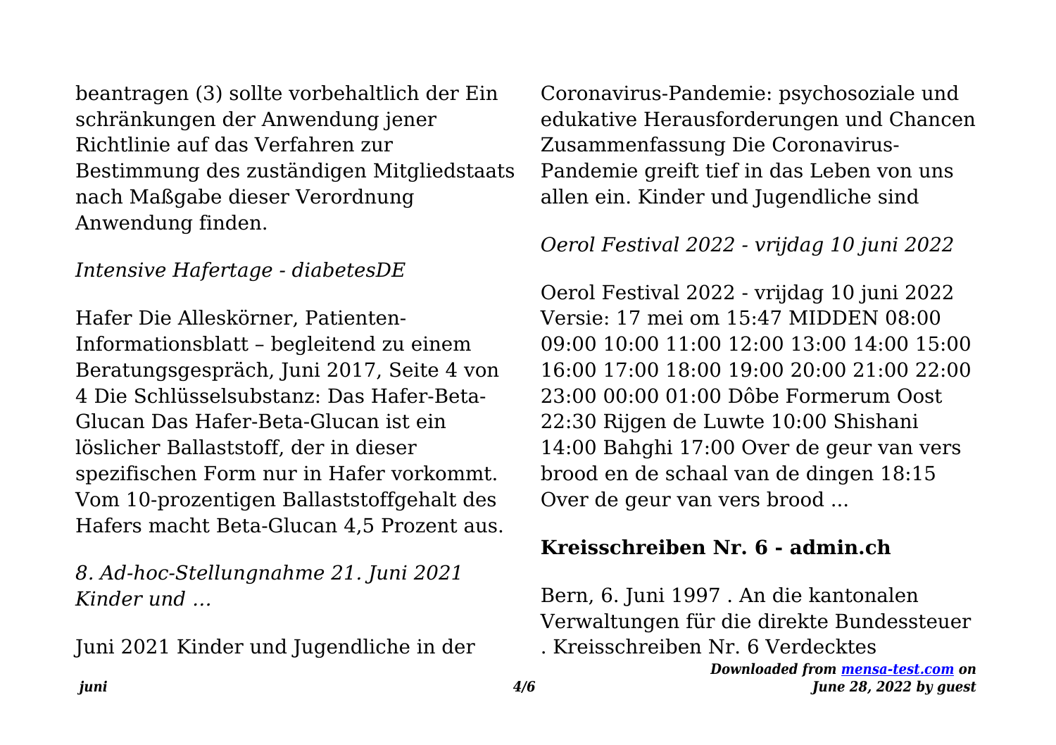beantragen (3) sollte vorbehaltlich der Ein schränkungen der Anwendung jener Richtlinie auf das Verfahren zur Bestimmung des zuständigen Mitgliedstaats nach Maßgabe dieser Verordnung Anwendung finden.

*Intensive Hafertage - diabetesDE*

Hafer Die Alleskörner, Patienten-Informationsblatt – begleitend zu einem Beratungsgespräch, Juni 2017, Seite 4 von 4 Die Schlüsselsubstanz: Das Hafer-Beta-Glucan Das Hafer-Beta-Glucan ist ein löslicher Ballaststoff, der in dieser spezifischen Form nur in Hafer vorkommt. Vom 10-prozentigen Ballaststoffgehalt des Hafers macht Beta-Glucan 4,5 Prozent aus.

*8. Ad-hoc-Stellungnahme 21. Juni 2021 Kinder und …*

Juni 2021 Kinder und Jugendliche in der Coronavirus-Pandemie: psychosoziale und edukative Herausforderungen und Chancen Zusammenfassung Die Coronavirus-Pandemie greift tief in das Leben von uns allen ein. Kinder und Jugendliche sind

*Oerol Festival 2022 - vrijdag 10 juni 2022*

Oerol Festival 2022 - vrijdag 10 juni 2022 Versie: 17 mei om 15:47 MIDDEN 08:00 09:00 10:00 11:00 12:00 13:00 14:00 15:00 16:00 17:00 18:00 19:00 20:00 21:00 22:00 23:00 00:00 01:00 Dôbe Formerum Oost 22:30 Rijgen de Luwte 10:00 Shishani 14:00 Bahghi 17:00 Over de geur van vers brood en de schaal van de dingen 18:15 Over de geur van vers brood ...

**Kreisschreiben Nr. 6 - admin.ch**

Bern, 6. Juni 1997 . An die kantonalen Verwaltungen für die direkte Bundessteuer . Kreisschreiben Nr. 6 Verdecktes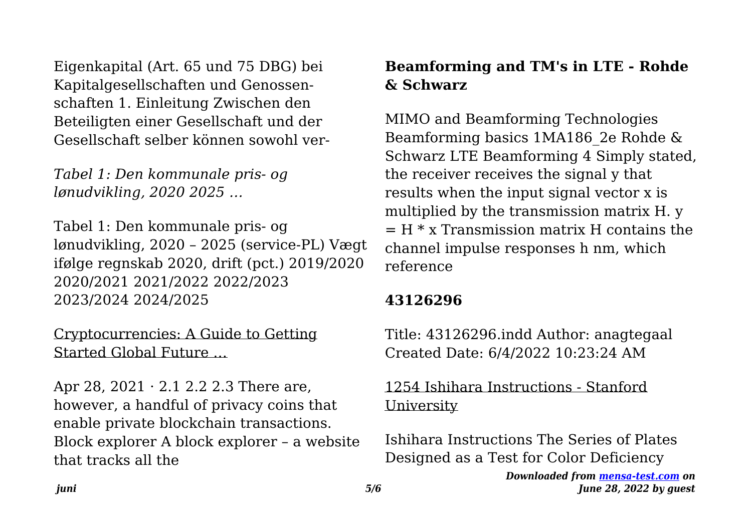Eigenkapital (Art. 65 und 75 DBG) bei Kapitalgesellschaften und Genossenschaften 1. Einleitung Zwischen den Beteiligten einer Gesellschaft und der Gesellschaft selber können sowohl ver-

*Tabel 1: Den kommunale pris- og lønudvikling, 2020 2025 …*

Tabel 1: Den kommunale pris- og lønudvikling, 2020 – 2025 (service-PL) Vægt ifølge regnskab 2020, drift (pct.) 2019/2020 2020/2021 2021/2022 2022/2023 2023/2024 2024/2025

Cryptocurrencies: A Guide to Getting Started Global Future …

Apr 28, 2021 · 2.1 2.2 2.3 There are, however, a handful of privacy coins that enable private blockchain transactions. Block explorer A block explorer – a website that tracks all the

**Beamforming and TM's in LTE - Rohde & Schwarz**

MIMO and Beamforming Technologies Beamforming basics 1MA186_2e Rohde & Schwarz LTE Beamforming 4 Simply stated, the receiver receives the signal y that results when the input signal vector x is multiplied by the transmission matrix H. $y = H * x$ Transmission matrix H contains the channel impulse responses h nm, which reference

**43126296**

Title: 43126296.indd Author: anagtegaal Created Date: 6/4/2022 10:23:24 AM

1254 Ishihara Instructions - Stanford University

Ishihara Instructions The Series of Plates Designed as a Test for Color Deficiency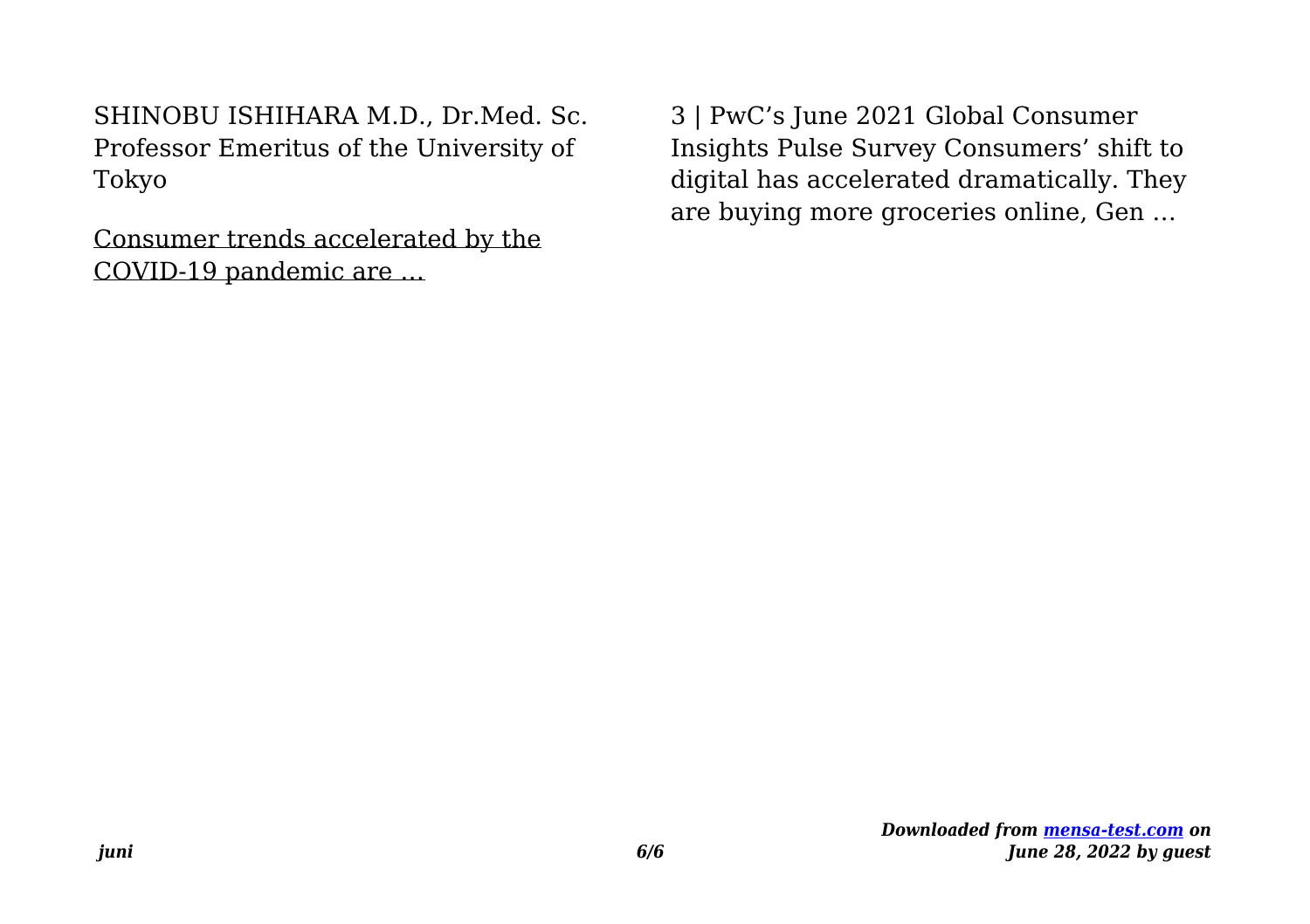SHINOBU ISHIHARA M.D., Dr.Med. Sc. Professor Emeritus of the University of Tokyo

Consumer trends accelerated by the COVID-19 pandemic are …

3 | PwC’s June 2021 Global Consumer Insights Pulse Survey Consumers’ shift to digital has accelerated dramatically. They are buying more groceries online, Gen …